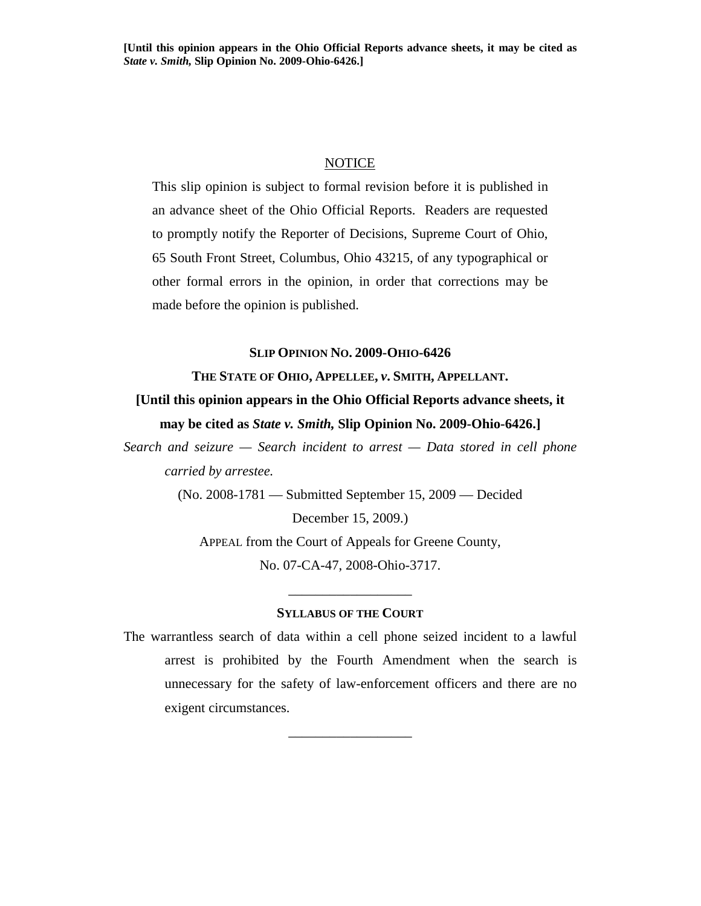**[Until this opinion appears in the Ohio Official Reports advance sheets, it may be cited as *State v. Smith,* Slip Opinion No. 2009-Ohio-6426.]**

NOTICE

This slip opinion is subject to formal revision before it is published in an advance sheet of the Ohio Official Reports. Readers are requested to promptly notify the Reporter of Decisions, Supreme Court of Ohio, 65 South Front Street, Columbus, Ohio 43215, of any typographical or other formal errors in the opinion, in order that corrections may be made before the opinion is published.

**SLIP OPINION NO. 2009-OHIO-6426**

**THE STATE OF OHIO, APPELLEE, *v.* SMITH, APPELLANT.**

**[Until this opinion appears in the Ohio Official Reports advance sheets, it may be cited as *State v. Smith,* Slip Opinion No. 2009-Ohio-6426.]**

*Search and seizure — Search incident to arrest — Data stored in cell phone carried by arrestee.*

(No. 2008-1781 — Submitted September 15, 2009 — Decided December 15, 2009.)

APPEAL from the Court of Appeals for Greene County, No. 07-CA-47, 2008-Ohio-3717.

---

**SYLLABUS OF THE COURT**

The warrantless search of data within a cell phone seized incident to a lawful arrest is prohibited by the Fourth Amendment when the search is unnecessary for the safety of law-enforcement officers and there are no exigent circumstances.

---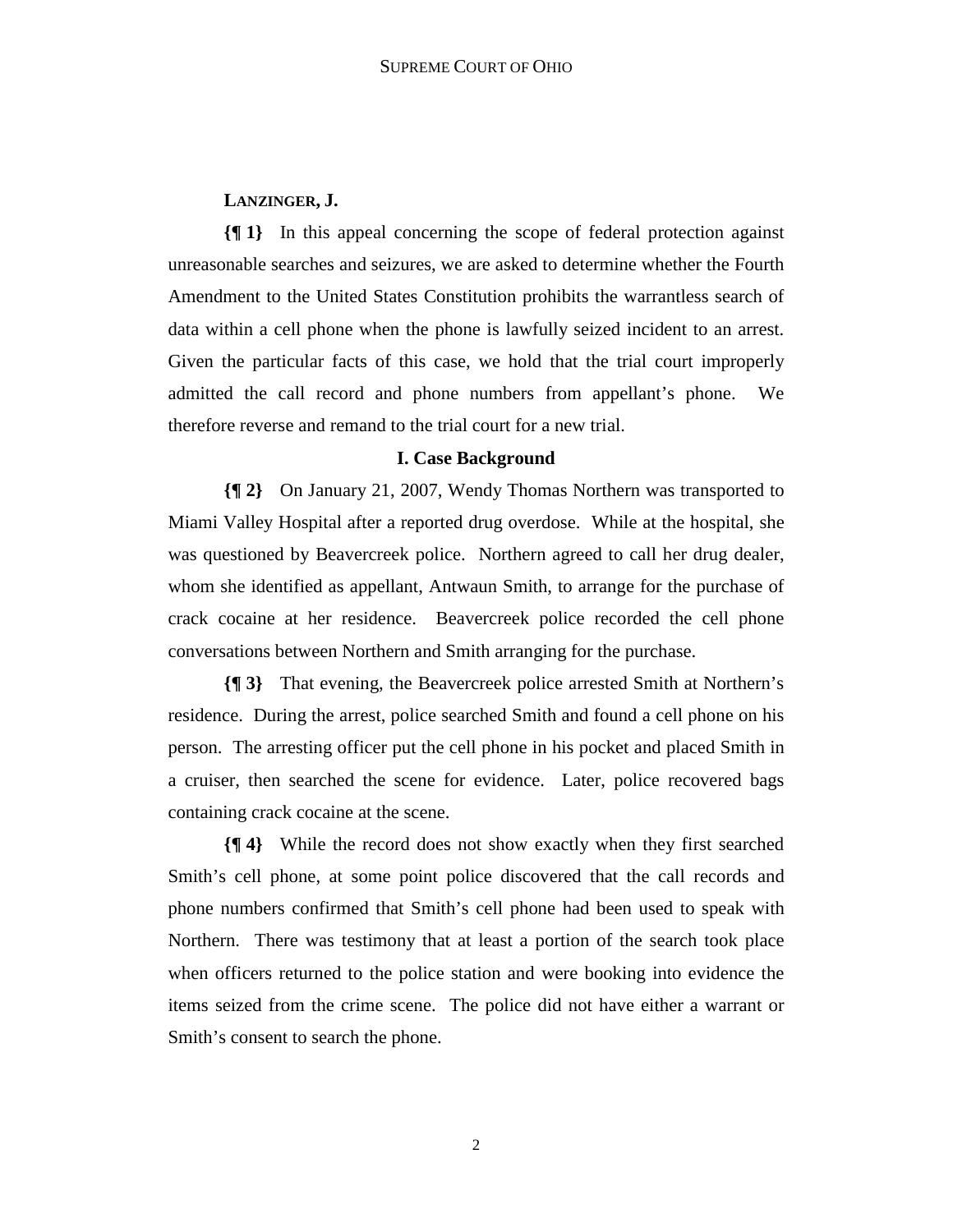**LANZINGER, J.**

**{¶ 1}** In this appeal concerning the scope of federal protection against unreasonable searches and seizures, we are asked to determine whether the Fourth Amendment to the United States Constitution prohibits the warrantless search of data within a cell phone when the phone is lawfully seized incident to an arrest. Given the particular facts of this case, we hold that the trial court improperly admitted the call record and phone numbers from appellant's phone. We therefore reverse and remand to the trial court for a new trial.

## I. Case Background

**{¶ 2}** On January 21, 2007, Wendy Thomas Northern was transported to Miami Valley Hospital after a reported drug overdose. While at the hospital, she was questioned by Beavercreek police. Northern agreed to call her drug dealer, whom she identified as appellant, Antwaun Smith, to arrange for the purchase of crack cocaine at her residence. Beavercreek police recorded the cell phone conversations between Northern and Smith arranging for the purchase.

**{¶ 3}** That evening, the Beavercreek police arrested Smith at Northern's residence. During the arrest, police searched Smith and found a cell phone on his person. The arresting officer put the cell phone in his pocket and placed Smith in a cruiser, then searched the scene for evidence. Later, police recovered bags containing crack cocaine at the scene.

**{¶ 4}** While the record does not show exactly when they first searched Smith's cell phone, at some point police discovered that the call records and phone numbers confirmed that Smith's cell phone had been used to speak with Northern. There was testimony that at least a portion of the search took place when officers returned to the police station and were booking into evidence the items seized from the crime scene. The police did not have either a warrant or Smith's consent to search the phone.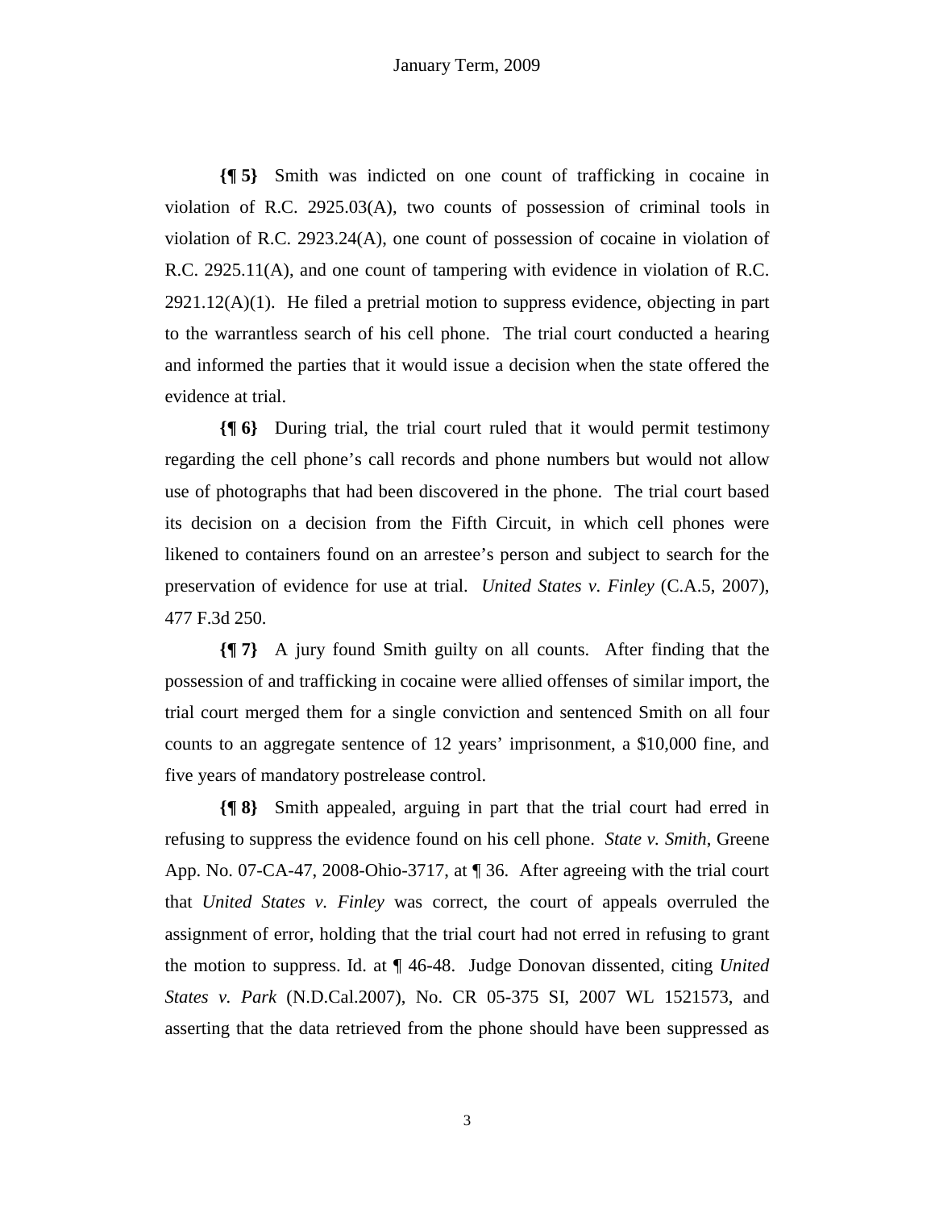**{¶ 5}** Smith was indicted on one count of trafficking in cocaine in violation of R.C. 2925.03(A), two counts of possession of criminal tools in violation of R.C. 2923.24(A), one count of possession of cocaine in violation of R.C. 2925.11(A), and one count of tampering with evidence in violation of R.C. 2921.12(A)(1). He filed a pretrial motion to suppress evidence, objecting in part to the warrantless search of his cell phone. The trial court conducted a hearing and informed the parties that it would issue a decision when the state offered the evidence at trial.

**{¶ 6}** During trial, the trial court ruled that it would permit testimony regarding the cell phone's call records and phone numbers but would not allow use of photographs that had been discovered in the phone. The trial court based its decision on a decision from the Fifth Circuit, in which cell phones were likened to containers found on an arrestee's person and subject to search for the preservation of evidence for use at trial. *United States v. Finley* (C.A.5, 2007), 477 F.3d 250.

**{¶ 7}** A jury found Smith guilty on all counts. After finding that the possession of and trafficking in cocaine were allied offenses of similar import, the trial court merged them for a single conviction and sentenced Smith on all four counts to an aggregate sentence of 12 years' imprisonment, a $10,000 fine, and five years of mandatory postrelease control.

**{¶ 8}** Smith appealed, arguing in part that the trial court had erred in refusing to suppress the evidence found on his cell phone. *State v. Smith*, Greene App. No. 07-CA-47, 2008-Ohio-3717, at ¶ 36. After agreeing with the trial court that *United States v. Finley* was correct, the court of appeals overruled the assignment of error, holding that the trial court had not erred in refusing to grant the motion to suppress. Id. at ¶ 46-48. Judge Donovan dissented, citing *United States v. Park* (N.D.Cal.2007), No. CR 05-375 SI, 2007 WL 1521573, and asserting that the data retrieved from the phone should have been suppressed as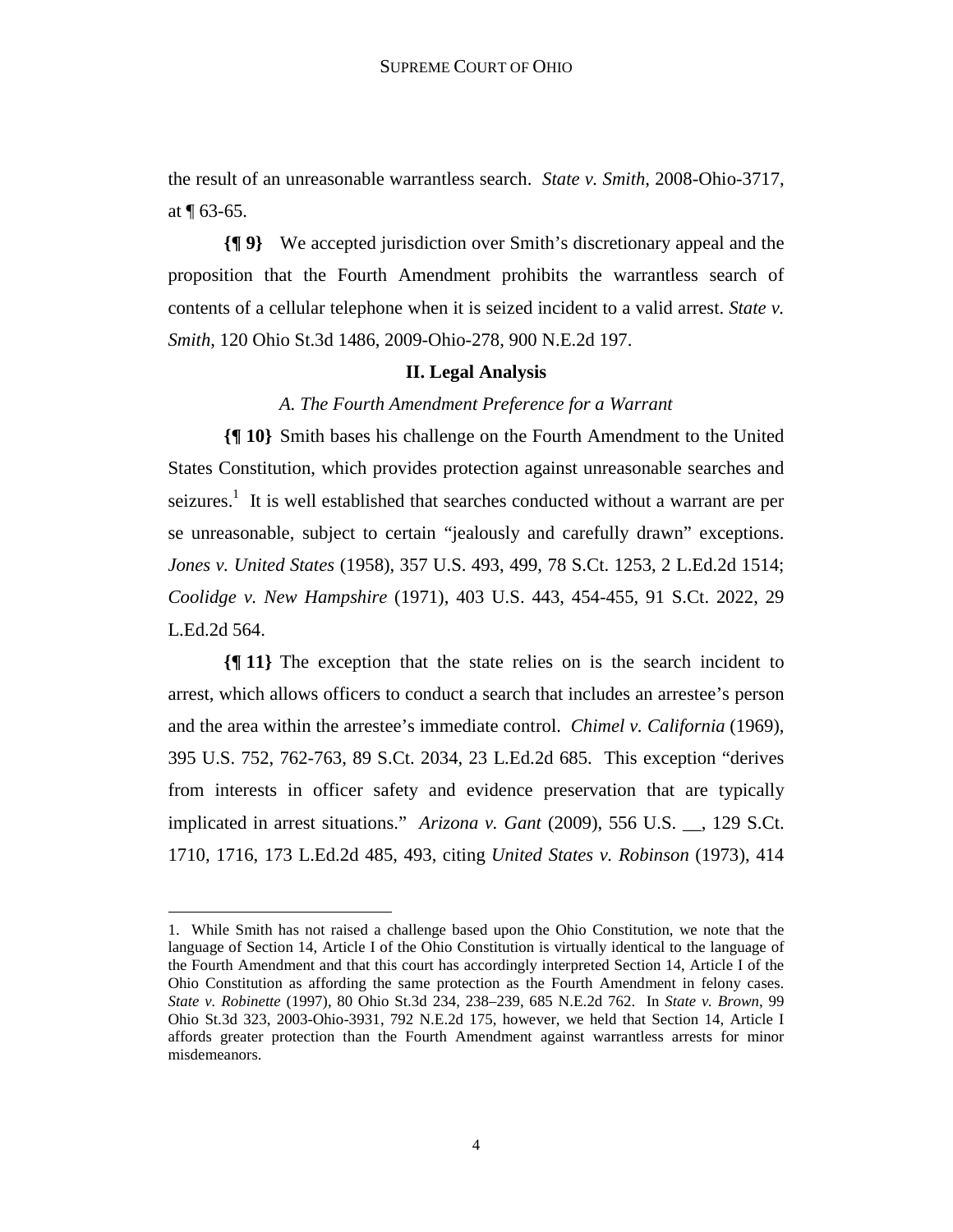the result of an unreasonable warrantless search. *State v. Smith*, 2008-Ohio-3717, at ¶ 63-65.

**{¶ 9}** We accepted jurisdiction over Smith's discretionary appeal and the proposition that the Fourth Amendment prohibits the warrantless search of contents of a cellular telephone when it is seized incident to a valid arrest. *State v. Smith*, 120 Ohio St.3d 1486, 2009-Ohio-278, 900 N.E.2d 197.

## II. Legal Analysis

### *A. The Fourth Amendment Preference for a Warrant*

**{¶ 10}** Smith bases his challenge on the Fourth Amendment to the United States Constitution, which provides protection against unreasonable searches and seizures.[1] It is well established that searches conducted without a warrant are per se unreasonable, subject to certain "jealously and carefully drawn" exceptions. *Jones v. United States* (1958), 357 U.S. 493, 499, 78 S.Ct. 1253, 2 L.Ed.2d 1514; *Coolidge v. New Hampshire* (1971), 403 U.S. 443, 454-455, 91 S.Ct. 2022, 29 L.Ed.2d 564.

**{¶ 11}** The exception that the state relies on is the search incident to arrest, which allows officers to conduct a search that includes an arrestee's person and the area within the arrestee's immediate control. *Chimel v. California* (1969), 395 U.S. 752, 762-763, 89 S.Ct. 2034, 23 L.Ed.2d 685. This exception "derives from interests in officer safety and evidence preservation that are typically implicated in arrest situations." *Arizona v. Gant* (2009), 556 U.S. __, 129 S.Ct. 1710, 1716, 173 L.Ed.2d 485, 493, citing *United States v. Robinson* (1973), 414

---

1. While Smith has not raised a challenge based upon the Ohio Constitution, we note that the language of Section 14, Article I of the Ohio Constitution is virtually identical to the language of the Fourth Amendment and that this court has accordingly interpreted Section 14, Article I of the Ohio Constitution as affording the same protection as the Fourth Amendment in felony cases. *State v. Robinette* (1997), 80 Ohio St.3d 234, 238–239, 685 N.E.2d 762. In *State v. Brown*, 99 Ohio St.3d 323, 2003-Ohio-3931, 792 N.E.2d 175, however, we held that Section 14, Article I affords greater protection than the Fourth Amendment against warrantless arrests for minor misdemeanors.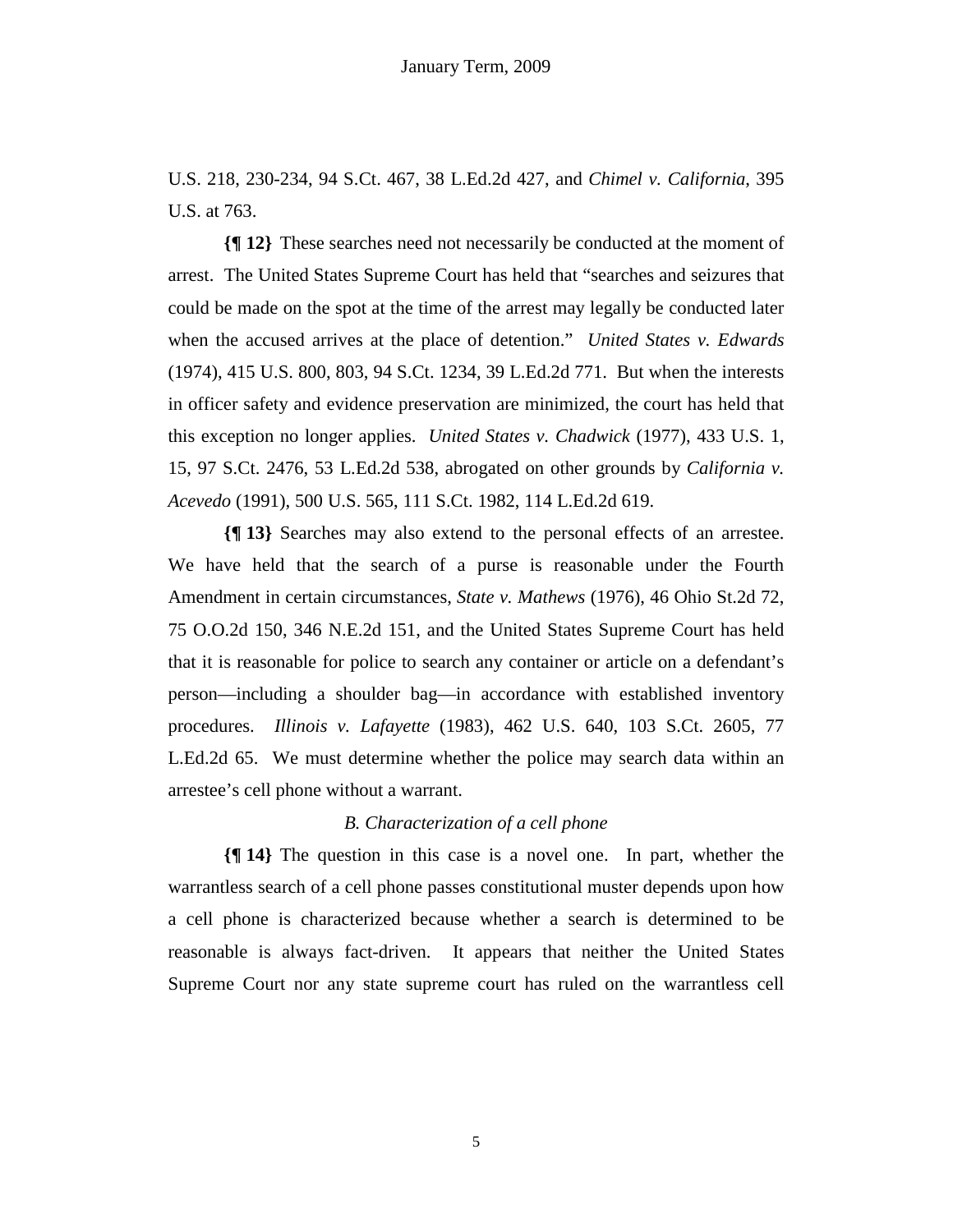U.S. 218, 230-234, 94 S.Ct. 467, 38 L.Ed.2d 427, and *Chimel v. California*, 395 U.S. at 763.

**{¶ 12}** These searches need not necessarily be conducted at the moment of arrest. The United States Supreme Court has held that "searches and seizures that could be made on the spot at the time of the arrest may legally be conducted later when the accused arrives at the place of detention." *United States v. Edwards* (1974), 415 U.S. 800, 803, 94 S.Ct. 1234, 39 L.Ed.2d 771. But when the interests in officer safety and evidence preservation are minimized, the court has held that this exception no longer applies. *United States v. Chadwick* (1977), 433 U.S. 1, 15, 97 S.Ct. 2476, 53 L.Ed.2d 538, abrogated on other grounds by *California v. Acevedo* (1991), 500 U.S. 565, 111 S.Ct. 1982, 114 L.Ed.2d 619.

**{¶ 13}** Searches may also extend to the personal effects of an arrestee. We have held that the search of a purse is reasonable under the Fourth Amendment in certain circumstances, *State v. Mathews* (1976), 46 Ohio St.2d 72, 75 O.O.2d 150, 346 N.E.2d 151, and the United States Supreme Court has held that it is reasonable for police to search any container or article on a defendant's person—including a shoulder bag—in accordance with established inventory procedures. *Illinois v. Lafayette* (1983), 462 U.S. 640, 103 S.Ct. 2605, 77 L.Ed.2d 65. We must determine whether the police may search data within an arrestee's cell phone without a warrant.

### *B. Characterization of a cell phone*

**{¶ 14}** The question in this case is a novel one. In part, whether the warrantless search of a cell phone passes constitutional muster depends upon how a cell phone is characterized because whether a search is determined to be reasonable is always fact-driven. It appears that neither the United States Supreme Court nor any state supreme court has ruled on the warrantless cell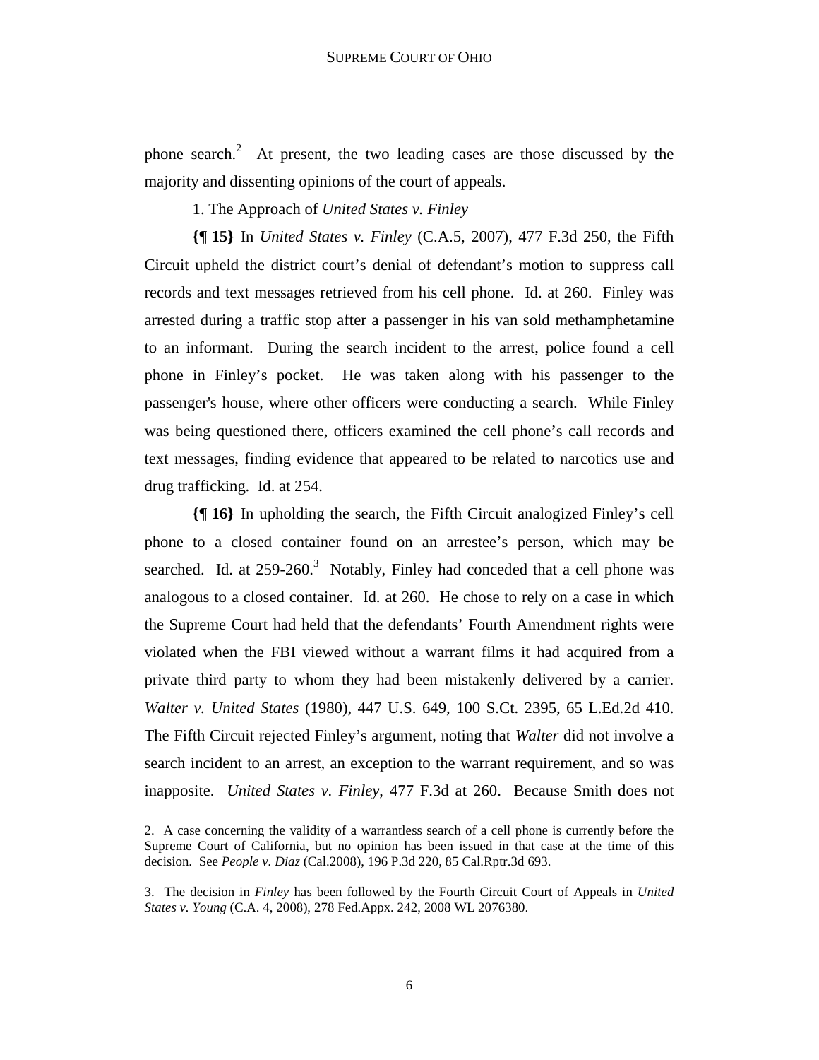phone search.[2] At present, the two leading cases are those discussed by the majority and dissenting opinions of the court of appeals.

1. The Approach of *United States v. Finley*

**{¶ 15}** In *United States v. Finley* (C.A.5, 2007), 477 F.3d 250, the Fifth Circuit upheld the district court's denial of defendant's motion to suppress call records and text messages retrieved from his cell phone. Id. at 260. Finley was arrested during a traffic stop after a passenger in his van sold methamphetamine to an informant. During the search incident to the arrest, police found a cell phone in Finley's pocket. He was taken along with his passenger to the passenger's house, where other officers were conducting a search. While Finley was being questioned there, officers examined the cell phone's call records and text messages, finding evidence that appeared to be related to narcotics use and drug trafficking. Id. at 254.

**{¶ 16}** In upholding the search, the Fifth Circuit analogized Finley's cell phone to a closed container found on an arrestee's person, which may be searched. Id. at 259-260.[3] Notably, Finley had conceded that a cell phone was analogous to a closed container. Id. at 260. He chose to rely on a case in which the Supreme Court had held that the defendants' Fourth Amendment rights were violated when the FBI viewed without a warrant films it had acquired from a private third party to whom they had been mistakenly delivered by a carrier. *Walter v. United States* (1980), 447 U.S. 649, 100 S.Ct. 2395, 65 L.Ed.2d 410. The Fifth Circuit rejected Finley's argument, noting that *Walter* did not involve a search incident to an arrest, an exception to the warrant requirement, and so was inapposite. *United States v. Finley*, 477 F.3d at 260. Because Smith does not

---

2. A case concerning the validity of a warrantless search of a cell phone is currently before the Supreme Court of California, but no opinion has been issued in that case at the time of this decision. See *People v. Diaz* (Cal.2008), 196 P.3d 220, 85 Cal.Rptr.3d 693.

3. The decision in *Finley* has been followed by the Fourth Circuit Court of Appeals in *United States v. Young* (C.A. 4, 2008), 278 Fed.Appx. 242, 2008 WL 2076380.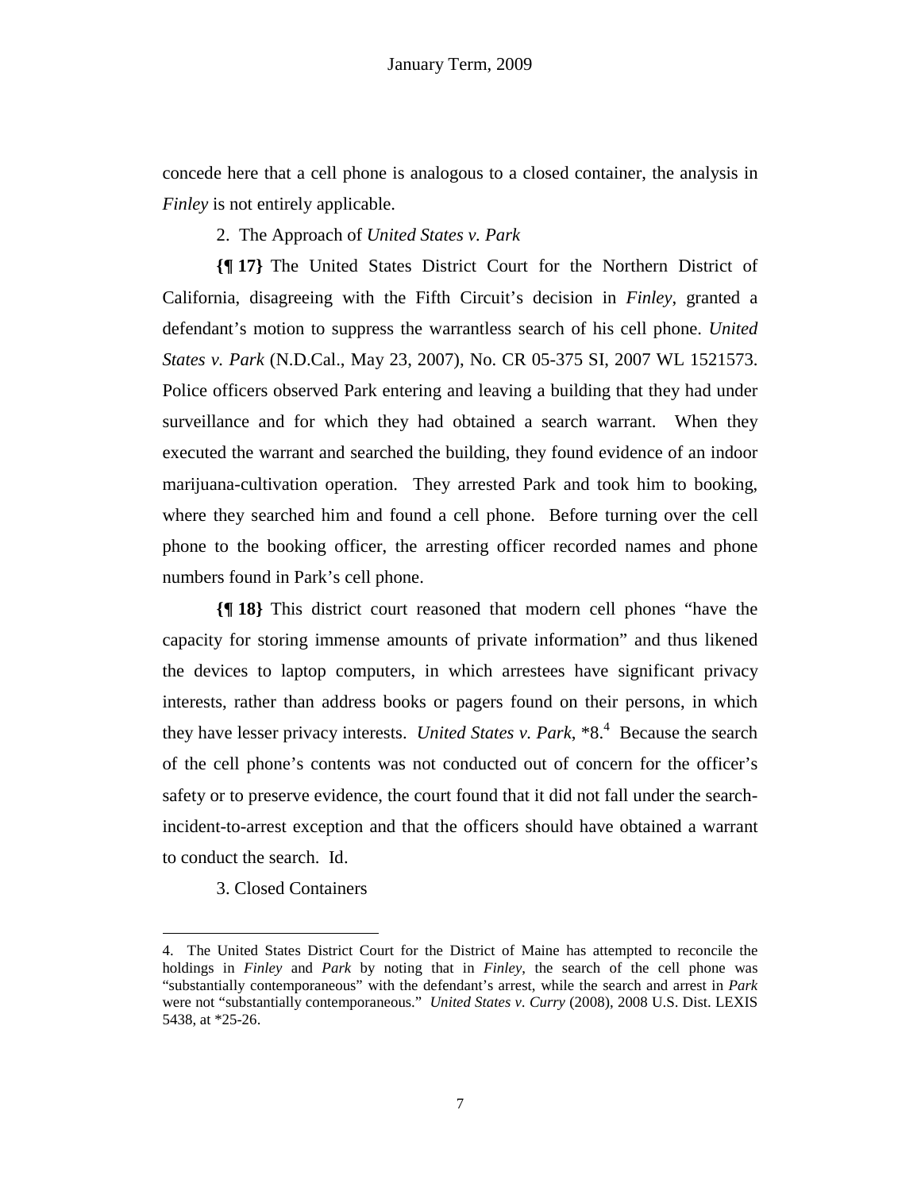concede here that a cell phone is analogous to a closed container, the analysis in *Finley* is not entirely applicable.

2. The Approach of *United States v. Park*

**{¶ 17}** The United States District Court for the Northern District of California, disagreeing with the Fifth Circuit's decision in *Finley*, granted a defendant's motion to suppress the warrantless search of his cell phone. *United States v. Park* (N.D.Cal., May 23, 2007), No. CR 05-375 SI, 2007 WL 1521573. Police officers observed Park entering and leaving a building that they had under surveillance and for which they had obtained a search warrant. When they executed the warrant and searched the building, they found evidence of an indoor marijuana-cultivation operation. They arrested Park and took him to booking, where they searched him and found a cell phone. Before turning over the cell phone to the booking officer, the arresting officer recorded names and phone numbers found in Park's cell phone.

**{¶ 18}** This district court reasoned that modern cell phones "have the capacity for storing immense amounts of private information" and thus likened the devices to laptop computers, in which arrestees have significant privacy interests, rather than address books or pagers found on their persons, in which they have lesser privacy interests. *United States v. Park*, *8.[4] Because the search of the cell phone's contents was not conducted out of concern for the officer's safety or to preserve evidence, the court found that it did not fall under the search-incident-to-arrest exception and that the officers should have obtained a warrant to conduct the search. Id.

3. Closed Containers

---

4. The United States District Court for the District of Maine has attempted to reconcile the holdings in *Finley* and *Park* by noting that in *Finley*, the search of the cell phone was "substantially contemporaneous" with the defendant's arrest, while the search and arrest in *Park* were not "substantially contemporaneous." *United States v. Curry* (2008), 2008 U.S. Dist. LEXIS 5438, at *25-26.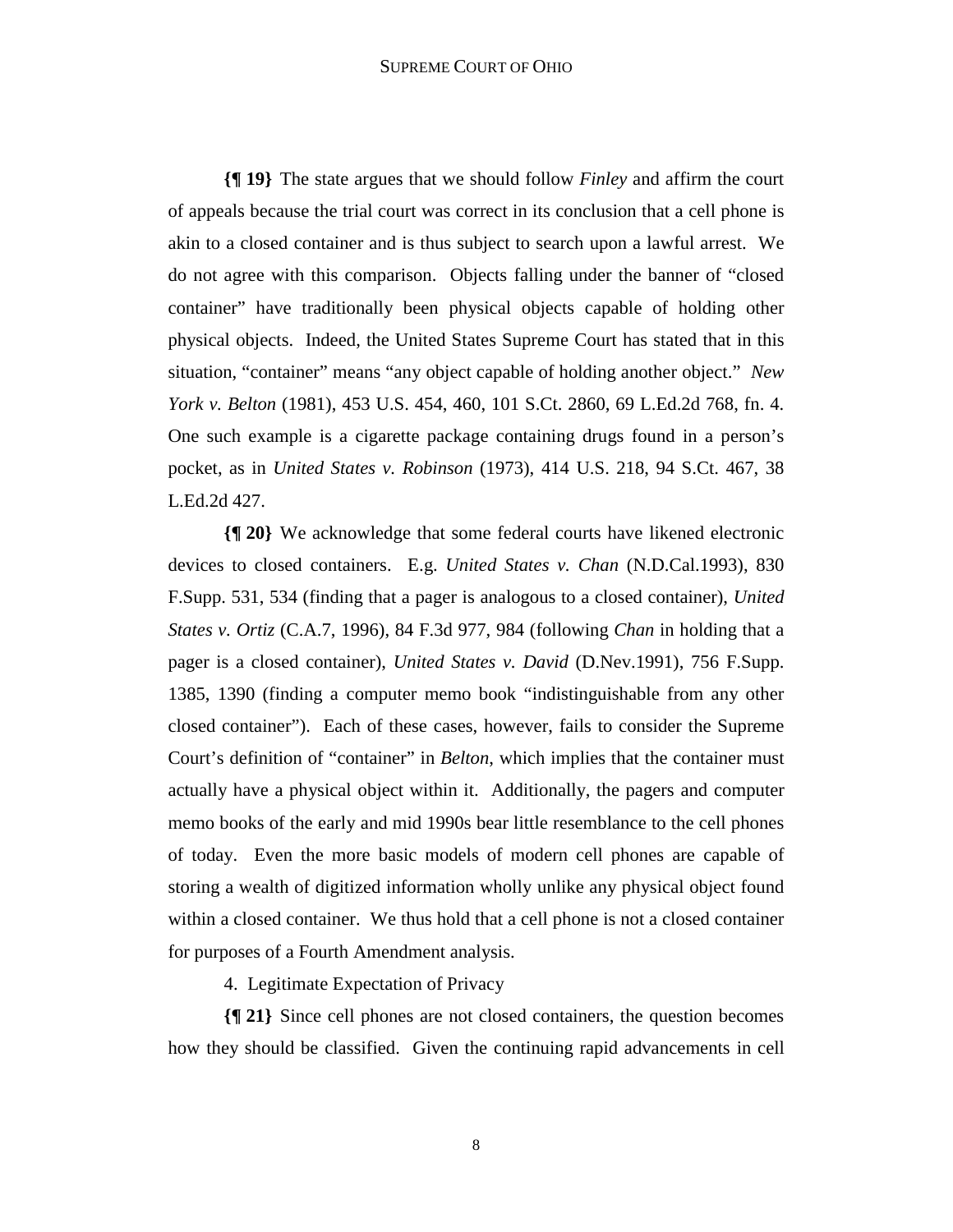**{¶ 19}** The state argues that we should follow *Finley* and affirm the court of appeals because the trial court was correct in its conclusion that a cell phone is akin to a closed container and is thus subject to search upon a lawful arrest. We do not agree with this comparison. Objects falling under the banner of "closed container" have traditionally been physical objects capable of holding other physical objects. Indeed, the United States Supreme Court has stated that in this situation, "container" means "any object capable of holding another object." *New York v. Belton* (1981), 453 U.S. 454, 460, 101 S.Ct. 2860, 69 L.Ed.2d 768, fn. 4. One such example is a cigarette package containing drugs found in a person's pocket, as in *United States v. Robinson* (1973), 414 U.S. 218, 94 S.Ct. 467, 38 L.Ed.2d 427.

**{¶ 20}** We acknowledge that some federal courts have likened electronic devices to closed containers. E.g. *United States v. Chan* (N.D.Cal.1993), 830 F.Supp. 531, 534 (finding that a pager is analogous to a closed container), *United States v. Ortiz* (C.A.7, 1996), 84 F.3d 977, 984 (following *Chan* in holding that a pager is a closed container), *United States v. David* (D.Nev.1991), 756 F.Supp. 1385, 1390 (finding a computer memo book "indistinguishable from any other closed container"). Each of these cases, however, fails to consider the Supreme Court's definition of "container" in *Belton*, which implies that the container must actually have a physical object within it. Additionally, the pagers and computer memo books of the early and mid 1990s bear little resemblance to the cell phones of today. Even the more basic models of modern cell phones are capable of storing a wealth of digitized information wholly unlike any physical object found within a closed container. We thus hold that a cell phone is not a closed container for purposes of a Fourth Amendment analysis.

4. Legitimate Expectation of Privacy

**{¶ 21}** Since cell phones are not closed containers, the question becomes how they should be classified. Given the continuing rapid advancements in cell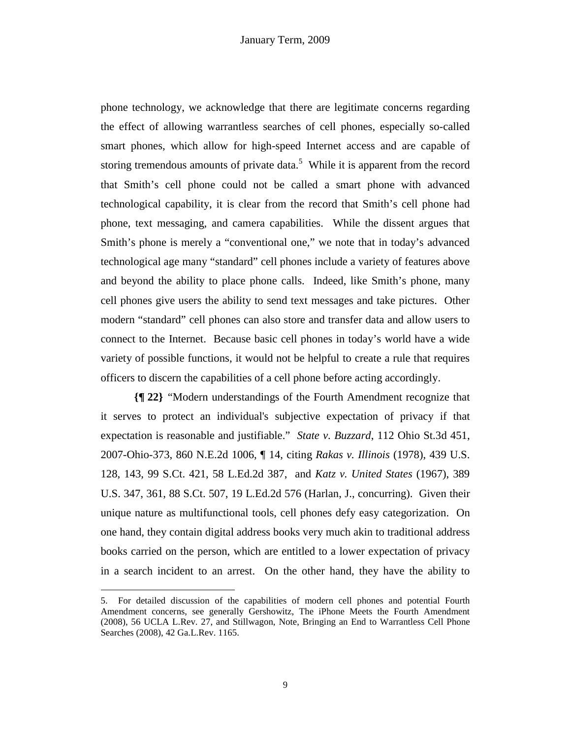phone technology, we acknowledge that there are legitimate concerns regarding the effect of allowing warrantless searches of cell phones, especially so-called smart phones, which allow for high-speed Internet access and are capable of storing tremendous amounts of private data.[5] While it is apparent from the record that Smith's cell phone could not be called a smart phone with advanced technological capability, it is clear from the record that Smith's cell phone had phone, text messaging, and camera capabilities. While the dissent argues that Smith's phone is merely a "conventional one," we note that in today's advanced technological age many "standard" cell phones include a variety of features above and beyond the ability to place phone calls. Indeed, like Smith's phone, many cell phones give users the ability to send text messages and take pictures. Other modern "standard" cell phones can also store and transfer data and allow users to connect to the Internet. Because basic cell phones in today's world have a wide variety of possible functions, it would not be helpful to create a rule that requires officers to discern the capabilities of a cell phone before acting accordingly.

**{¶ 22}** "Modern understandings of the Fourth Amendment recognize that it serves to protect an individual's subjective expectation of privacy if that expectation is reasonable and justifiable." *State v. Buzzard*, 112 Ohio St.3d 451, 2007-Ohio-373, 860 N.E.2d 1006, ¶ 14, citing *Rakas v. Illinois* (1978), 439 U.S. 128, 143, 99 S.Ct. 421, 58 L.Ed.2d 387, and *Katz v. United States* (1967), 389 U.S. 347, 361, 88 S.Ct. 507, 19 L.Ed.2d 576 (Harlan, J., concurring). Given their unique nature as multifunctional tools, cell phones defy easy categorization. On one hand, they contain digital address books very much akin to traditional address books carried on the person, which are entitled to a lower expectation of privacy in a search incident to an arrest. On the other hand, they have the ability to

---

5. For detailed discussion of the capabilities of modern cell phones and potential Fourth Amendment concerns, see generally Gershowitz, The iPhone Meets the Fourth Amendment (2008), 56 UCLA L.Rev. 27, and Stillwagon, Note, Bringing an End to Warrantless Cell Phone Searches (2008), 42 Ga.L.Rev. 1165.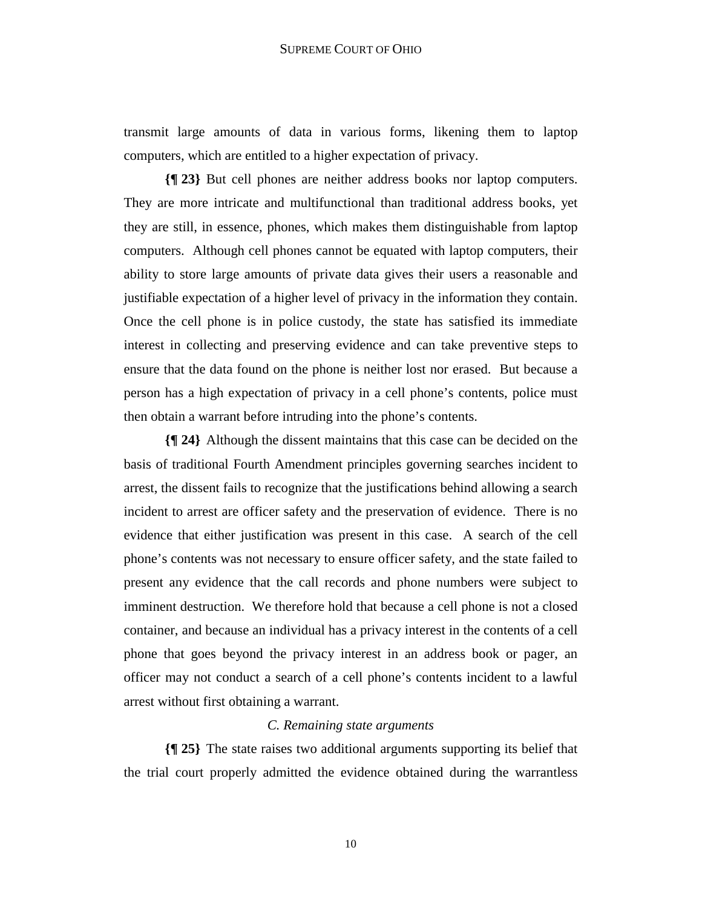transmit large amounts of data in various forms, likening them to laptop computers, which are entitled to a higher expectation of privacy.

**{¶ 23}** But cell phones are neither address books nor laptop computers. They are more intricate and multifunctional than traditional address books, yet they are still, in essence, phones, which makes them distinguishable from laptop computers. Although cell phones cannot be equated with laptop computers, their ability to store large amounts of private data gives their users a reasonable and justifiable expectation of a higher level of privacy in the information they contain. Once the cell phone is in police custody, the state has satisfied its immediate interest in collecting and preserving evidence and can take preventive steps to ensure that the data found on the phone is neither lost nor erased. But because a person has a high expectation of privacy in a cell phone's contents, police must then obtain a warrant before intruding into the phone's contents.

**{¶ 24}** Although the dissent maintains that this case can be decided on the basis of traditional Fourth Amendment principles governing searches incident to arrest, the dissent fails to recognize that the justifications behind allowing a search incident to arrest are officer safety and the preservation of evidence. There is no evidence that either justification was present in this case. A search of the cell phone's contents was not necessary to ensure officer safety, and the state failed to present any evidence that the call records and phone numbers were subject to imminent destruction. We therefore hold that because a cell phone is not a closed container, and because an individual has a privacy interest in the contents of a cell phone that goes beyond the privacy interest in an address book or pager, an officer may not conduct a search of a cell phone's contents incident to a lawful arrest without first obtaining a warrant.

### *C. Remaining state arguments*

**{¶ 25}** The state raises two additional arguments supporting its belief that the trial court properly admitted the evidence obtained during the warrantless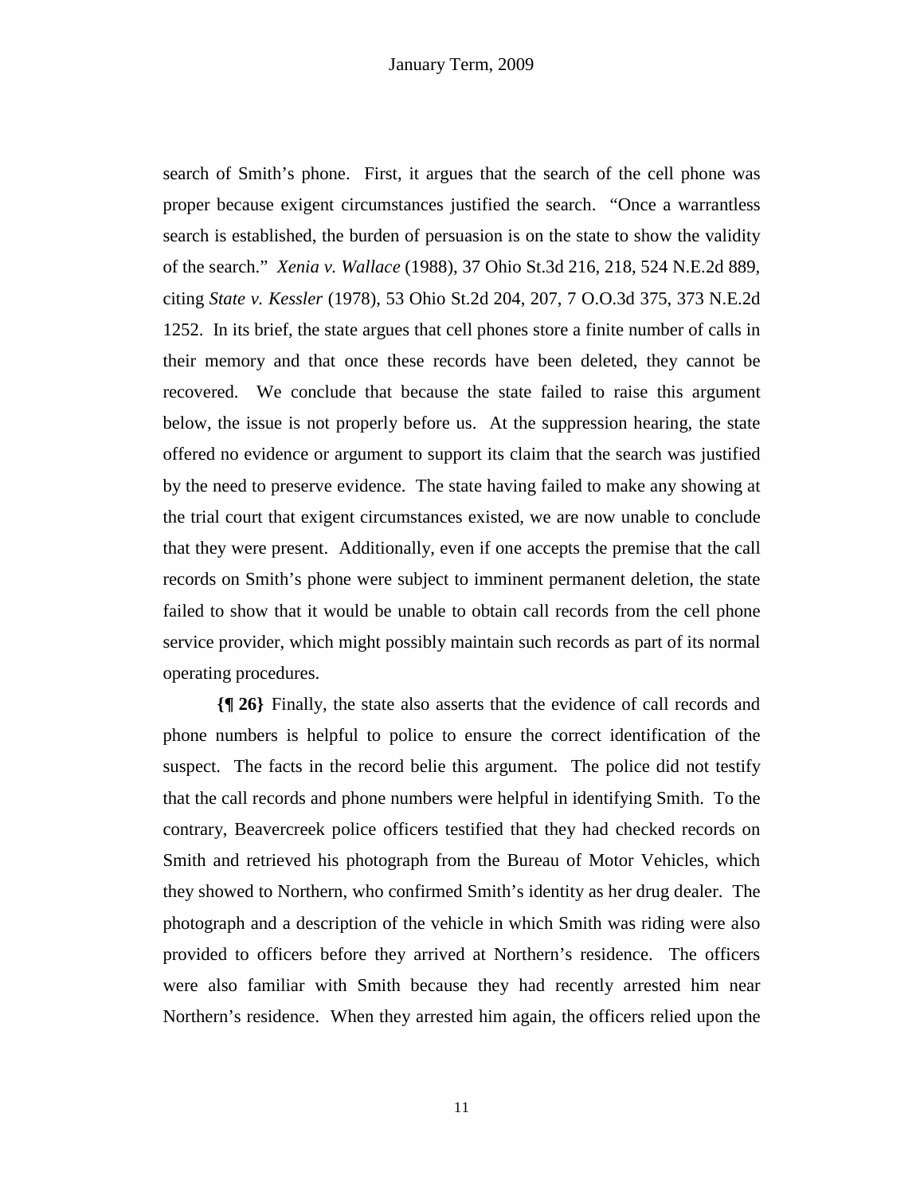search of Smith's phone. First, it argues that the search of the cell phone was proper because exigent circumstances justified the search. "Once a warrantless search is established, the burden of persuasion is on the state to show the validity of the search." *Xenia v. Wallace* (1988), 37 Ohio St.3d 216, 218, 524 N.E.2d 889, citing *State v. Kessler* (1978), 53 Ohio St.2d 204, 207, 7 O.O.3d 375, 373 N.E.2d 1252. In its brief, the state argues that cell phones store a finite number of calls in their memory and that once these records have been deleted, they cannot be recovered. We conclude that because the state failed to raise this argument below, the issue is not properly before us. At the suppression hearing, the state offered no evidence or argument to support its claim that the search was justified by the need to preserve evidence. The state having failed to make any showing at the trial court that exigent circumstances existed, we are now unable to conclude that they were present. Additionally, even if one accepts the premise that the call records on Smith's phone were subject to imminent permanent deletion, the state failed to show that it would be unable to obtain call records from the cell phone service provider, which might possibly maintain such records as part of its normal operating procedures.

**{¶ 26}** Finally, the state also asserts that the evidence of call records and phone numbers is helpful to police to ensure the correct identification of the suspect. The facts in the record belie this argument. The police did not testify that the call records and phone numbers were helpful in identifying Smith. To the contrary, Beavercreek police officers testified that they had checked records on Smith and retrieved his photograph from the Bureau of Motor Vehicles, which they showed to Northern, who confirmed Smith's identity as her drug dealer. The photograph and a description of the vehicle in which Smith was riding were also provided to officers before they arrived at Northern's residence. The officers were also familiar with Smith because they had recently arrested him near Northern's residence. When they arrested him again, the officers relied upon the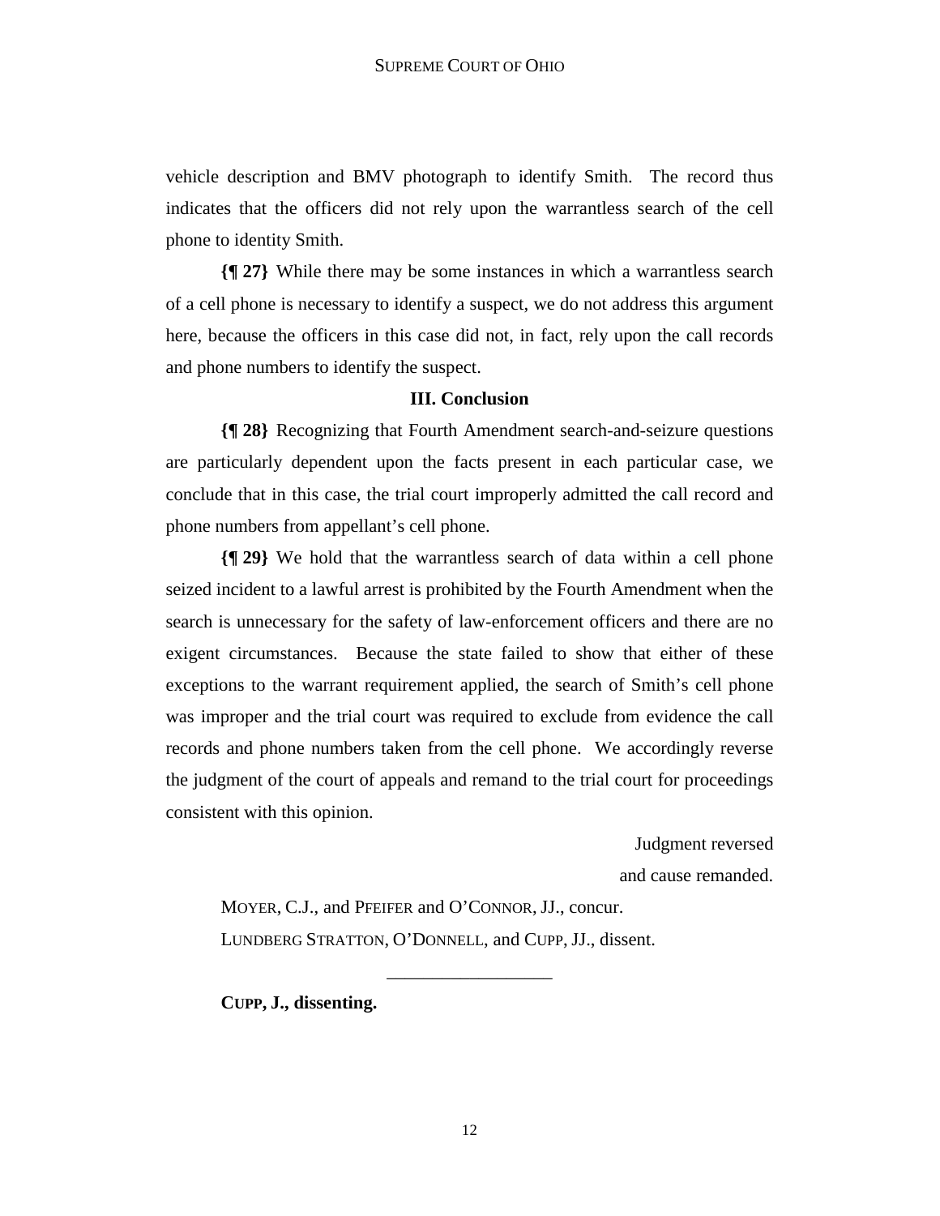vehicle description and BMV photograph to identify Smith. The record thus indicates that the officers did not rely upon the warrantless search of the cell phone to identity Smith.

**{¶ 27}** While there may be some instances in which a warrantless search of a cell phone is necessary to identify a suspect, we do not address this argument here, because the officers in this case did not, in fact, rely upon the call records and phone numbers to identify the suspect.

### III. Conclusion

**{¶ 28}** Recognizing that Fourth Amendment search-and-seizure questions are particularly dependent upon the facts present in each particular case, we conclude that in this case, the trial court improperly admitted the call record and phone numbers from appellant's cell phone.

**{¶ 29}** We hold that the warrantless search of data within a cell phone seized incident to a lawful arrest is prohibited by the Fourth Amendment when the search is unnecessary for the safety of law-enforcement officers and there are no exigent circumstances. Because the state failed to show that either of these exceptions to the warrant requirement applied, the search of Smith's cell phone was improper and the trial court was required to exclude from evidence the call records and phone numbers taken from the cell phone. We accordingly reverse the judgment of the court of appeals and remand to the trial court for proceedings consistent with this opinion.

Judgment reversed
and cause remanded.

MOYER, C.J., and PFEIFER and O'CONNOR, JJ., concur.

LUNDBERG STRATTON, O'DONNELL, and CUPP, JJ., dissent.

---

**CUPP, J., dissenting.**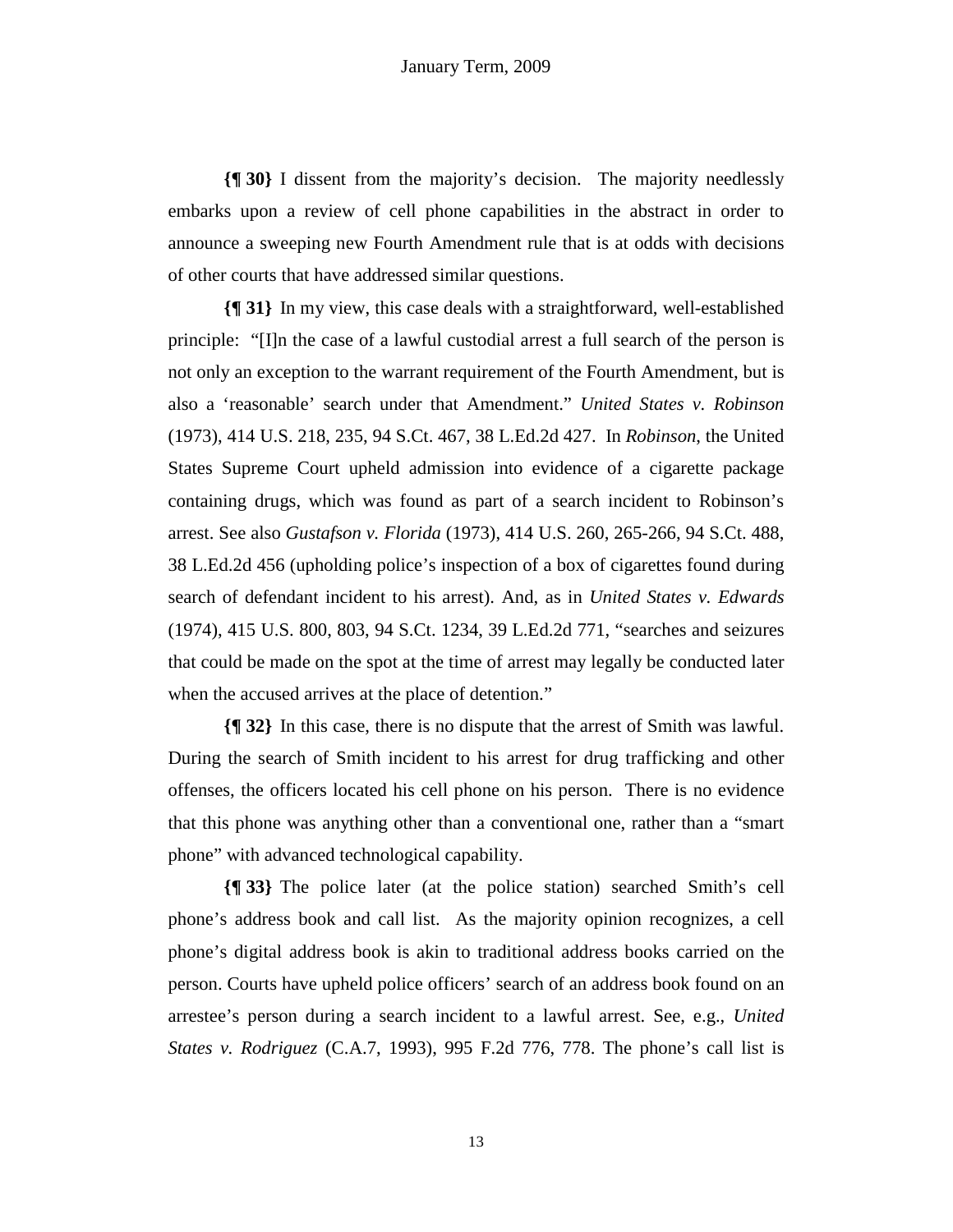**{¶ 30}** I dissent from the majority's decision. The majority needlessly embarks upon a review of cell phone capabilities in the abstract in order to announce a sweeping new Fourth Amendment rule that is at odds with decisions of other courts that have addressed similar questions.

**{¶ 31}** In my view, this case deals with a straightforward, well-established principle: "[I]n the case of a lawful custodial arrest a full search of the person is not only an exception to the warrant requirement of the Fourth Amendment, but is also a 'reasonable' search under that Amendment." *United States v. Robinson* (1973), 414 U.S. 218, 235, 94 S.Ct. 467, 38 L.Ed.2d 427. In *Robinson*, the United States Supreme Court upheld admission into evidence of a cigarette package containing drugs, which was found as part of a search incident to Robinson's arrest. See also *Gustafson v. Florida* (1973), 414 U.S. 260, 265-266, 94 S.Ct. 488, 38 L.Ed.2d 456 (upholding police's inspection of a box of cigarettes found during search of defendant incident to his arrest). And, as in *United States v. Edwards* (1974), 415 U.S. 800, 803, 94 S.Ct. 1234, 39 L.Ed.2d 771, "searches and seizures that could be made on the spot at the time of arrest may legally be conducted later when the accused arrives at the place of detention."

**{¶ 32}** In this case, there is no dispute that the arrest of Smith was lawful. During the search of Smith incident to his arrest for drug trafficking and other offenses, the officers located his cell phone on his person. There is no evidence that this phone was anything other than a conventional one, rather than a "smart phone" with advanced technological capability.

**{¶ 33}** The police later (at the police station) searched Smith's cell phone's address book and call list. As the majority opinion recognizes, a cell phone's digital address book is akin to traditional address books carried on the person. Courts have upheld police officers' search of an address book found on an arrestee's person during a search incident to a lawful arrest. See, e.g., *United States v. Rodriguez* (C.A.7, 1993), 995 F.2d 776, 778. The phone's call list is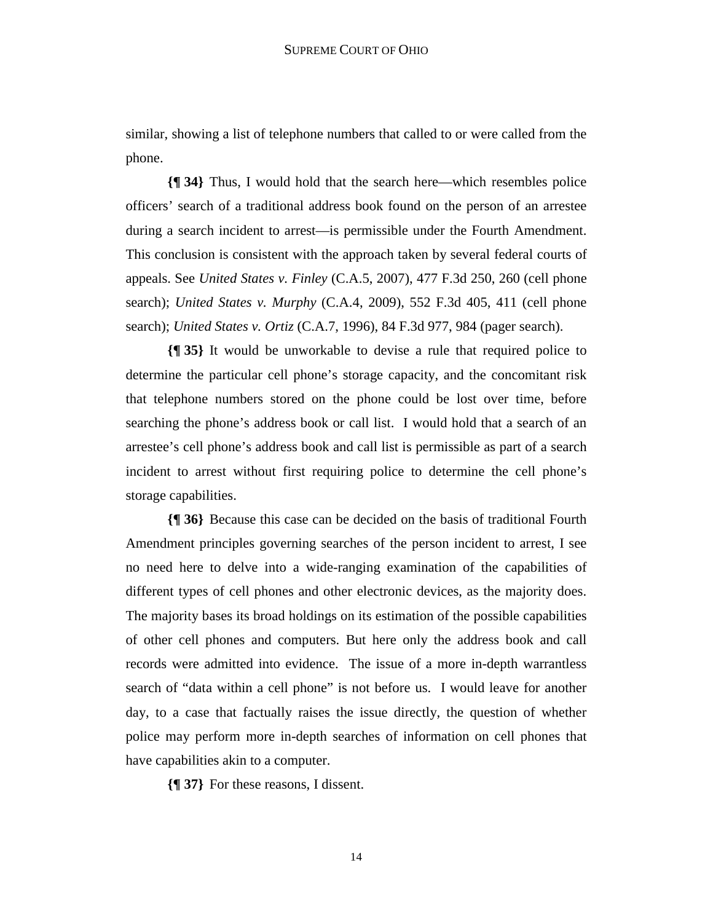similar, showing a list of telephone numbers that called to or were called from the phone.

**{¶ 34}** Thus, I would hold that the search here—which resembles police officers' search of a traditional address book found on the person of an arrestee during a search incident to arrest—is permissible under the Fourth Amendment. This conclusion is consistent with the approach taken by several federal courts of appeals. See *United States v. Finley* (C.A.5, 2007), 477 F.3d 250, 260 (cell phone search); *United States v. Murphy* (C.A.4, 2009), 552 F.3d 405, 411 (cell phone search); *United States v. Ortiz* (C.A.7, 1996), 84 F.3d 977, 984 (pager search).

**{¶ 35}** It would be unworkable to devise a rule that required police to determine the particular cell phone's storage capacity, and the concomitant risk that telephone numbers stored on the phone could be lost over time, before searching the phone's address book or call list. I would hold that a search of an arrestee's cell phone's address book and call list is permissible as part of a search incident to arrest without first requiring police to determine the cell phone's storage capabilities.

**{¶ 36}** Because this case can be decided on the basis of traditional Fourth Amendment principles governing searches of the person incident to arrest, I see no need here to delve into a wide-ranging examination of the capabilities of different types of cell phones and other electronic devices, as the majority does. The majority bases its broad holdings on its estimation of the possible capabilities of other cell phones and computers. But here only the address book and call records were admitted into evidence. The issue of a more in-depth warrantless search of "data within a cell phone" is not before us. I would leave for another day, to a case that factually raises the issue directly, the question of whether police may perform more in-depth searches of information on cell phones that have capabilities akin to a computer.

**{¶ 37}** For these reasons, I dissent.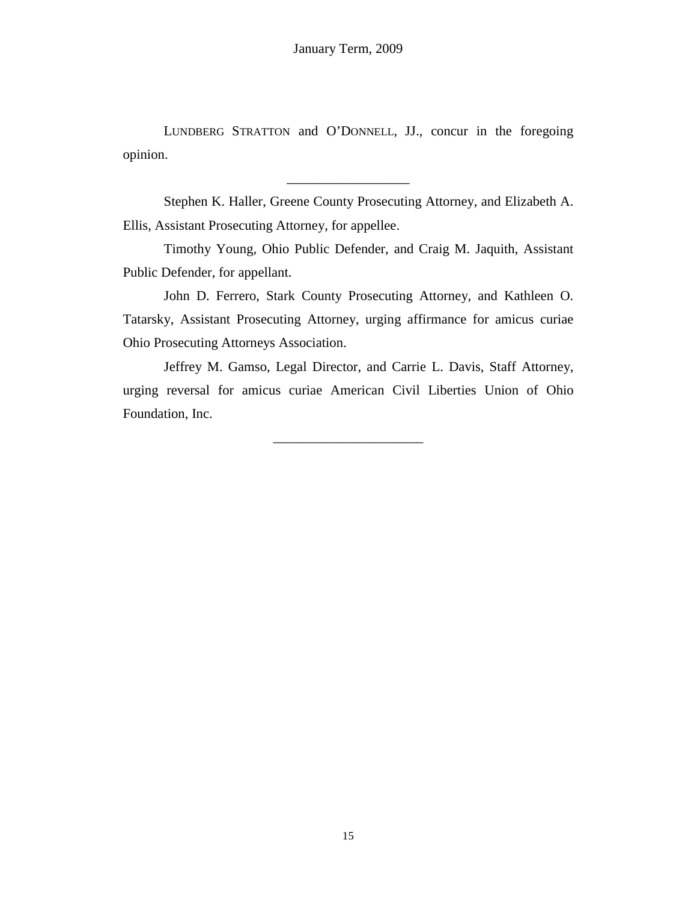LUNDBERG STRATTON and O'DONNELL, JJ., concur in the foregoing opinion.

__________________

Stephen K. Haller, Greene County Prosecuting Attorney, and Elizabeth A. Ellis, Assistant Prosecuting Attorney, for appellee.

Timothy Young, Ohio Public Defender, and Craig M. Jaquith, Assistant Public Defender, for appellant.

John D. Ferrero, Stark County Prosecuting Attorney, and Kathleen O. Tatarsky, Assistant Prosecuting Attorney, urging affirmance for amicus curiae Ohio Prosecuting Attorneys Association.

Jeffrey M. Gamso, Legal Director, and Carrie L. Davis, Staff Attorney, urging reversal for amicus curiae American Civil Liberties Union of Ohio Foundation, Inc.

______________________